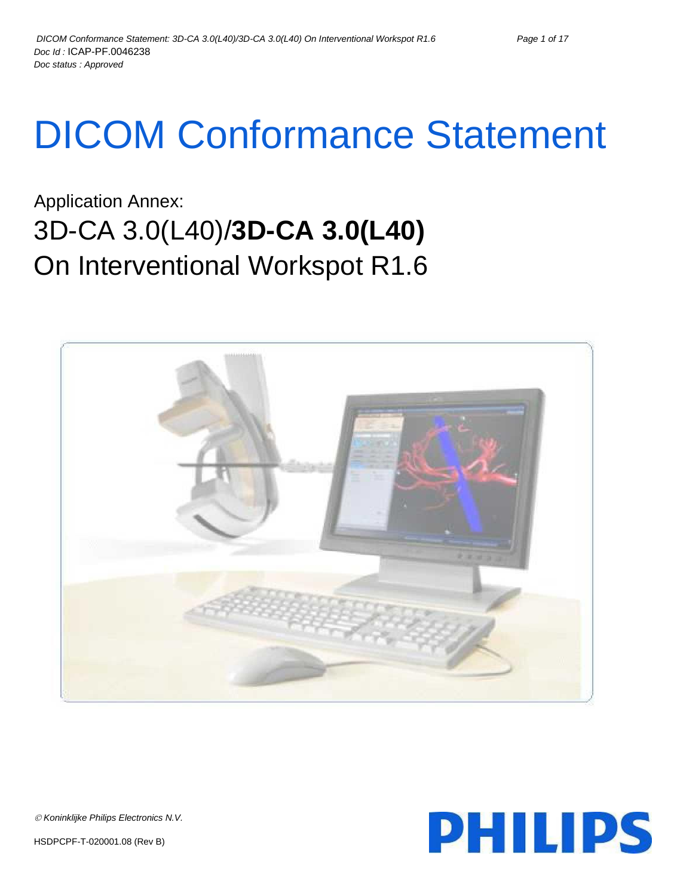Doc Id : ICAP-PF.0046238
Doc status : Approved

# DICOM Conformance Statement

Application Annex:

## 3D-CA 3.0(L40)/**3D-CA 3.0(L40)**
## On Interventional Workspot R1.6

© Koninklijke Philips Electronics N.V.

HSDPCPF-T-020001.08 (Rev B)

PHILIPS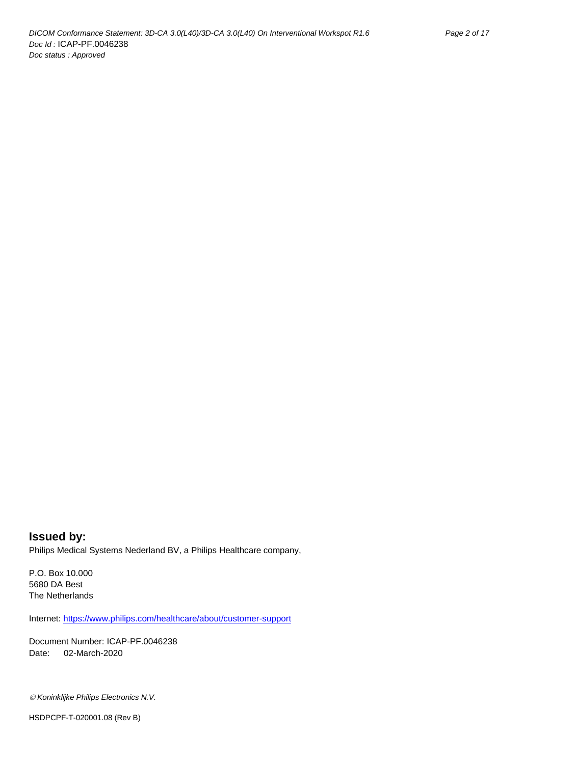## Issued by:

Philips Medical Systems Nederland BV, a Philips Healthcare company,

P.O. Box 10.000
5680 DA Best
The Netherlands

Internet: [https://www.philips.com/healthcare/about/customer-support](https://www.philips.com/healthcare/about/customer-support)

Document Number: ICAP-PF.0046238
Date: 02-March-2020

*© Koninklijke Philips Electronics N.V.*

HSDPCPF-T-020001.08 (Rev B)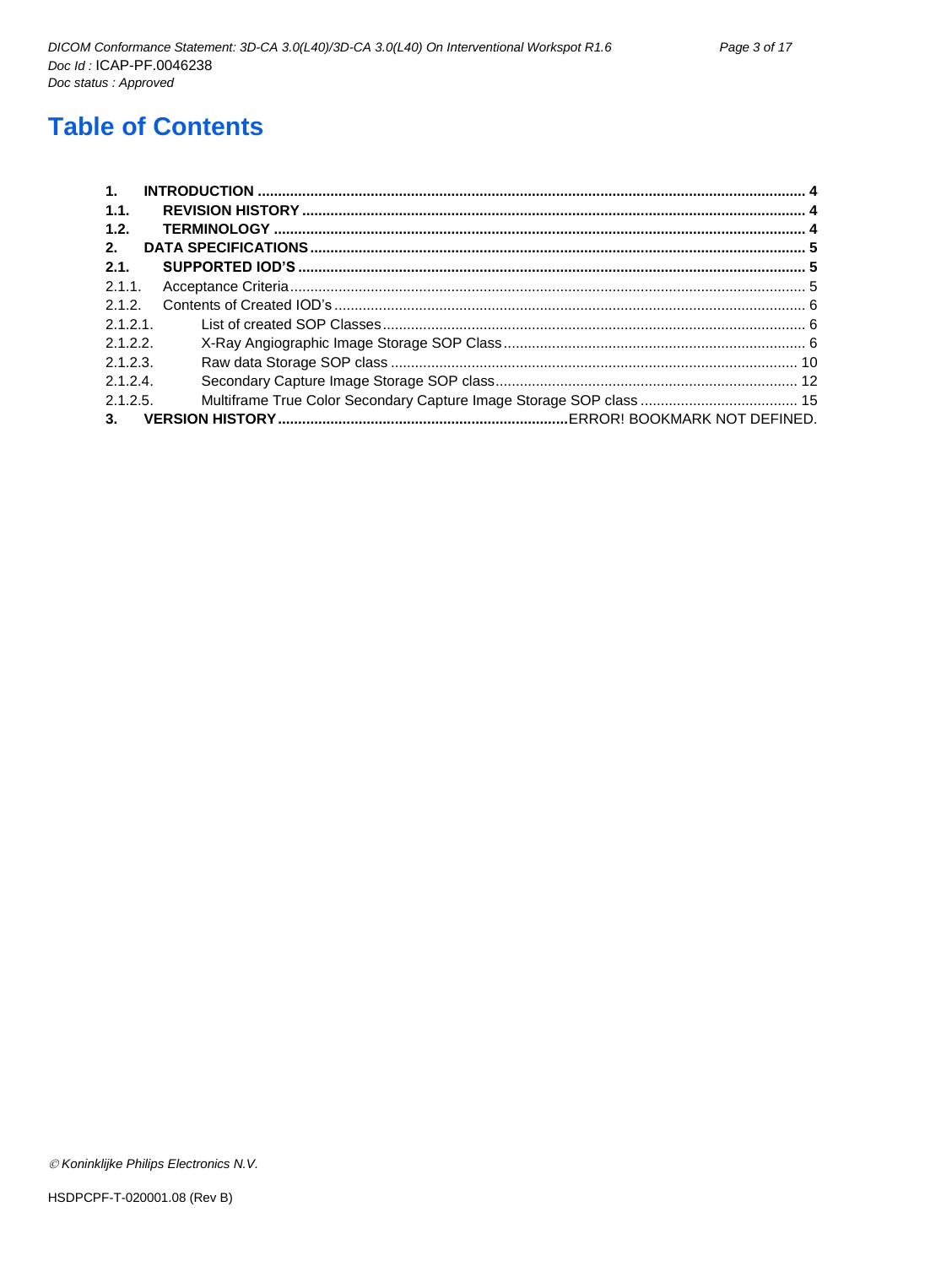# Table of Contents

| | | |
|---|---|---|
| **1.** | **INTRODUCTION** | **4** |
| **1.1.** | **REVISION HISTORY** | **4** |
| **1.2.** | **TERMINOLOGY** | **4** |
| **2.** | **DATA SPECIFICATIONS** | **5** |
| **2.1.** | **SUPPORTED IOD'S** | **5** |
| 2.1.1. | Acceptance Criteria | 5 |
| 2.1.2. | Contents of Created IOD's | 6 |
| 2.1.2.1. | List of created SOP Classes | 6 |
| 2.1.2.2. | X-Ray Angiographic Image Storage SOP Class | 6 |
| 2.1.2.3. | Raw data Storage SOP class | 10 |
| 2.1.2.4. | Secondary Capture Image Storage SOP class | 12 |
| 2.1.2.5. | Multiframe True Color Secondary Capture Image Storage SOP class | 15 |
| **3.** | **VERSION HISTORY** | ERROR! BOOKMARK NOT DEFINED. |

*© Koninklijke Philips Electronics N.V.*

HSDPCPF-T-020001.08 (Rev B)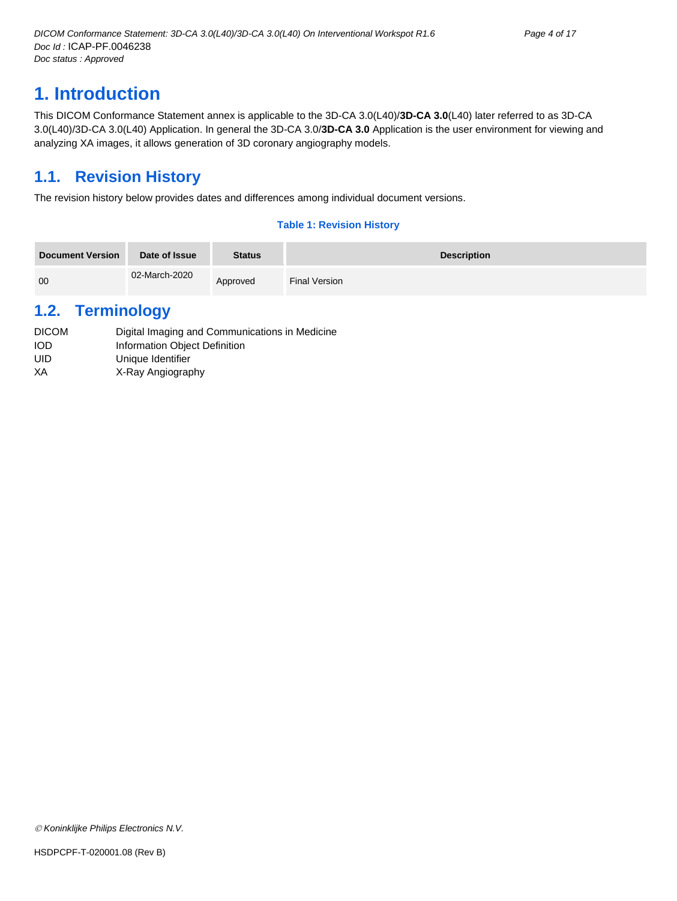# 1. Introduction

This DICOM Conformance Statement annex is applicable to the 3D-CA 3.0(L40)/**3D-CA 3.0**(L40) later referred to as 3D-CA 3.0(L40)/3D-CA 3.0(L40) Application. In general the 3D-CA 3.0/**3D-CA 3.0** Application is the user environment for viewing and analyzing XA images, it allows generation of 3D coronary angiography models.

## 1.1. Revision History

The revision history below provides dates and differences among individual document versions.

**Table 1: Revision History**

| Document Version | Date of Issue | Status | Description |
| --- | --- | --- | --- |
| 00 | 02-March-2020 | Approved | Final Version |

## 1.2. Terminology

| | |
| --- | --- |
| DICOM | Digital Imaging and Communications in Medicine |
| IOD | Information Object Definition |
| UID | Unique Identifier |
| XA | X-Ray Angiography |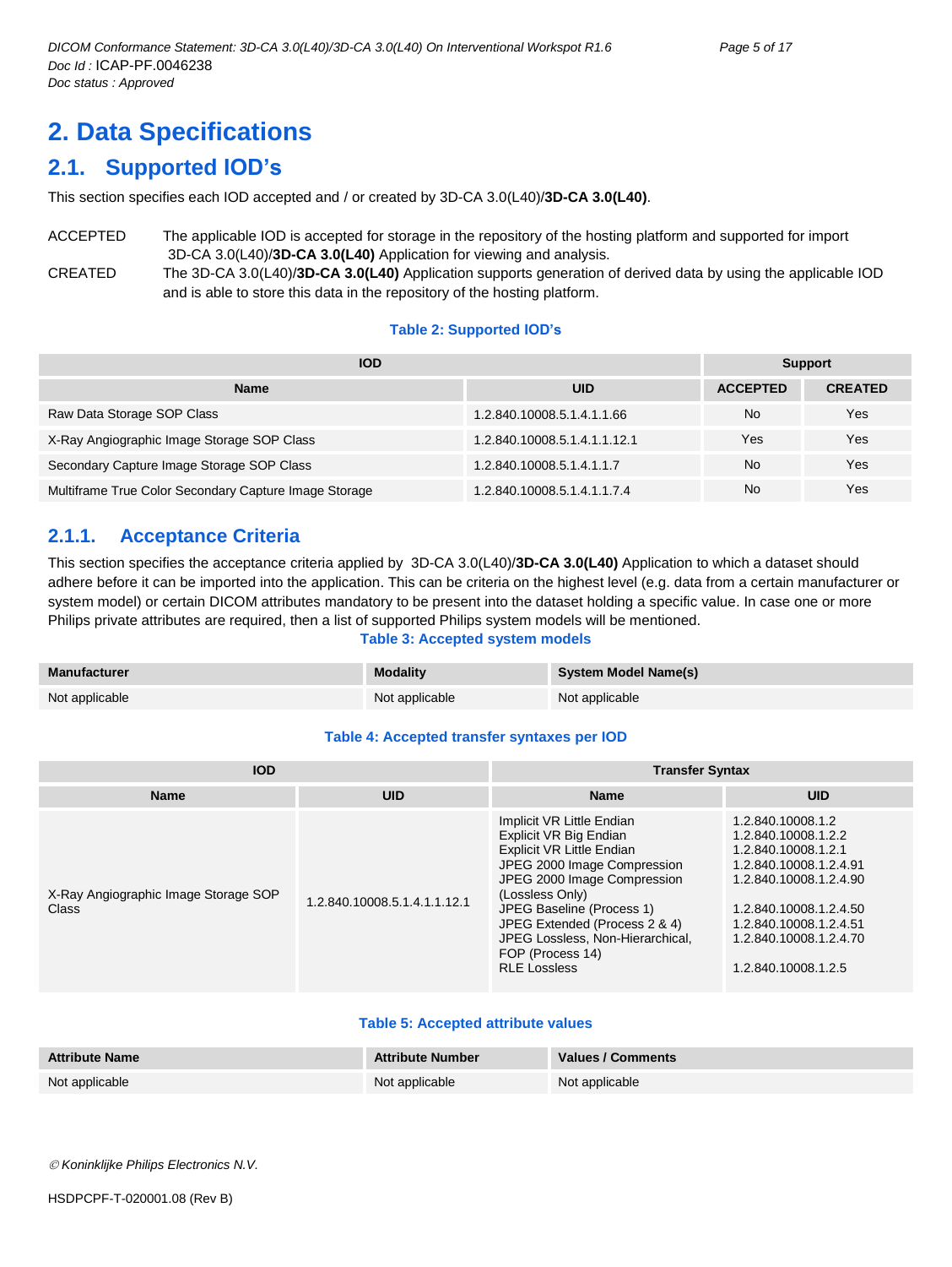# 2. Data Specifications

## 2.1. Supported IOD's

This section specifies each IOD accepted and / or created by 3D-CA 3.0(L40)/**3D-CA 3.0(L40)**.

ACCEPTED The applicable IOD is accepted for storage in the repository of the hosting platform and supported for import 3D-CA 3.0(L40)/**3D-CA 3.0(L40)** Application for viewing and analysis.

CREATED The 3D-CA 3.0(L40)/**3D-CA 3.0(L40)** Application supports generation of derived data by using the applicable IOD and is able to store this data in the repository of the hosting platform.

**Table 2: Supported IOD's**

| IOD | | Support | |
|---|---|---|---|
| **Name** | **UID** | **ACCEPTED** | **CREATED** |
| Raw Data Storage SOP Class | 1.2.840.10008.5.1.4.1.1.66 | No | Yes |
| X-Ray Angiographic Image Storage SOP Class | 1.2.840.10008.5.1.4.1.1.12.1 | Yes | Yes |
| Secondary Capture Image Storage SOP Class | 1.2.840.10008.5.1.4.1.1.7 | No | Yes |
| Multiframe True Color Secondary Capture Image Storage | 1.2.840.10008.5.1.4.1.1.7.4 | No | Yes |

### 2.1.1. Acceptance Criteria

This section specifies the acceptance criteria applied by 3D-CA 3.0(L40)/**3D-CA 3.0(L40)** Application to which a dataset should adhere before it can be imported into the application. This can be criteria on the highest level (e.g. data from a certain manufacturer or system model) or certain DICOM attributes mandatory to be present into the dataset holding a specific value. In case one or more Philips private attributes are required, then a list of supported Philips system models will be mentioned.

**Table 3: Accepted system models**

| Manufacturer | Modality | System Model Name(s) |
|---|---|---|
| Not applicable | Not applicable | Not applicable |

**Table 4: Accepted transfer syntaxes per IOD**

| IOD | | Transfer Syntax | |
|---|---|---|---|
| **Name** | **UID** | **Name** | **UID** |
| X-Ray Angiographic Image Storage SOP Class | 1.2.840.10008.5.1.4.1.1.12.1 | Implicit VR Little Endian | 1.2.840.10008.1.2 |
| | | Explicit VR Big Endian | 1.2.840.10008.1.2.2 |
| | | Explicit VR Little Endian | 1.2.840.10008.1.2.1 |
| | | JPEG 2000 Image Compression | 1.2.840.10008.1.2.4.91 |
| | | JPEG 2000 Image Compression (Lossless Only) | 1.2.840.10008.1.2.4.90 |
| | | JPEG Baseline (Process 1) | 1.2.840.10008.1.2.4.50 |
| | | JPEG Extended (Process 2 & 4) | 1.2.840.10008.1.2.4.51 |
| | | JPEG Lossless, Non-Hierarchical, FOP (Process 14) | 1.2.840.10008.1.2.4.70 |
| | | RLE Lossless | 1.2.840.10008.1.2.5 |

**Table 5: Accepted attribute values**

| Attribute Name | Attribute Number | Values / Comments |
|---|---|---|
| Not applicable | Not applicable | Not applicable |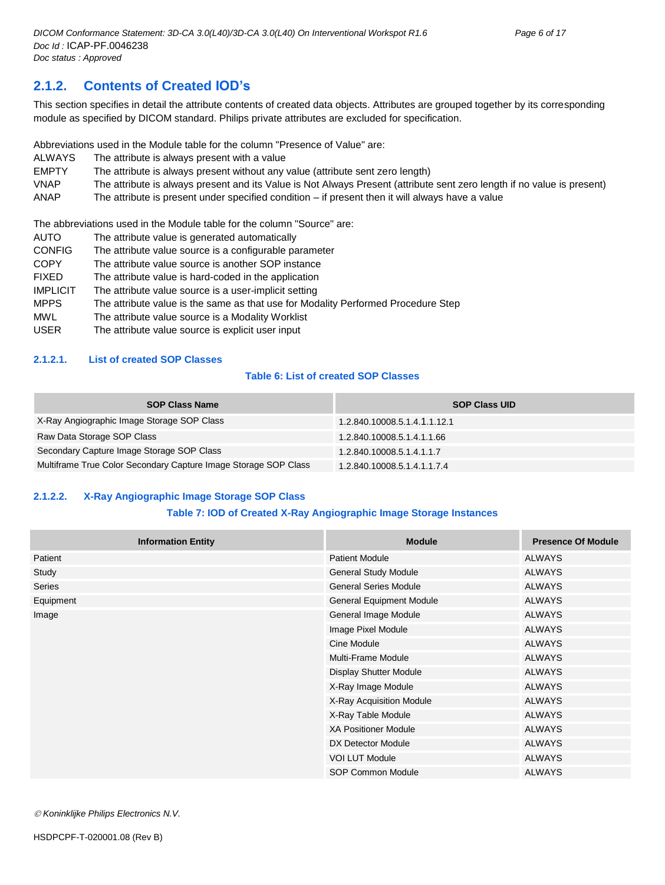## 2.1.2. Contents of Created IOD's

This section specifies in detail the attribute contents of created data objects. Attributes are grouped together by its corresponding module as specified by DICOM standard. Philips private attributes are excluded for specification.

Abbreviations used in the Module table for the column "Presence of Value" are:

| | |
|---|---|
| ALWAYS | The attribute is always present with a value |
| EMPTY | The attribute is always present without any value (attribute sent zero length) |
| VNAP | The attribute is always present and its Value is Not Always Present (attribute sent zero length if no value is present) |
| ANAP | The attribute is present under specified condition – if present then it will always have a value |

The abbreviations used in the Module table for the column "Source" are:

| | |
|---|---|
| AUTO | The attribute value is generated automatically |
| CONFIG | The attribute value source is a configurable parameter |
| COPY | The attribute value source is another SOP instance |
| FIXED | The attribute value is hard-coded in the application |
| IMPLICIT | The attribute value source is a user-implicit setting |
| MPPS | The attribute value is the same as that use for Modality Performed Procedure Step |
| MWL | The attribute value source is a Modality Worklist |
| USER | The attribute value source is explicit user input |

### 2.1.2.1. List of created SOP Classes

**Table 6: List of created SOP Classes**

| SOP Class Name | SOP Class UID |
|---|---|
| X-Ray Angiographic Image Storage SOP Class | 1.2.840.10008.5.1.4.1.1.12.1 |
| Raw Data Storage SOP Class | 1.2.840.10008.5.1.4.1.1.66 |
| Secondary Capture Image Storage SOP Class | 1.2.840.10008.5.1.4.1.1.7 |
| Multiframe True Color Secondary Capture Image Storage SOP Class | 1.2.840.10008.5.1.4.1.1.7.4 |

### 2.1.2.2. X-Ray Angiographic Image Storage SOP Class

**Table 7: IOD of Created X-Ray Angiographic Image Storage Instances**

| Information Entity | Module | Presence Of Module |
|---|---|---|
| Patient | Patient Module | ALWAYS |
| Study | General Study Module | ALWAYS |
| Series | General Series Module | ALWAYS |
| Equipment | General Equipment Module | ALWAYS |
| Image | General Image Module | ALWAYS |
| | Image Pixel Module | ALWAYS |
| | Cine Module | ALWAYS |
| | Multi-Frame Module | ALWAYS |
| | Display Shutter Module | ALWAYS |
| | X-Ray Image Module | ALWAYS |
| | X-Ray Acquisition Module | ALWAYS |
| | X-Ray Table Module | ALWAYS |
| | XA Positioner Module | ALWAYS |
| | DX Detector Module | ALWAYS |
| | VOI LUT Module | ALWAYS |
| | SOP Common Module | ALWAYS |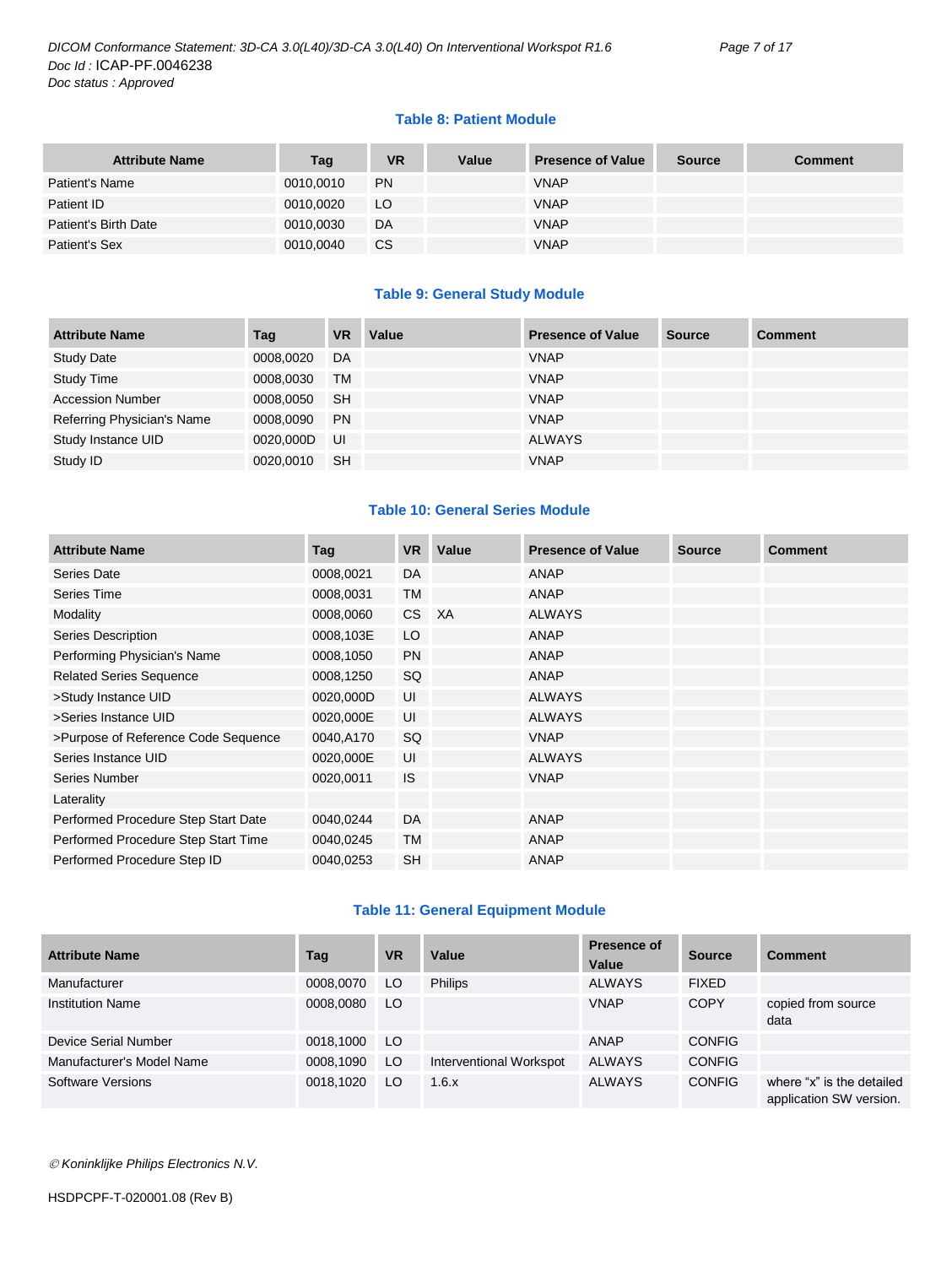**Table 8: Patient Module**

| Attribute Name | Tag | VR | Value | Presence of Value | Source | Comment |
|---|---|---|---|---|---|---|
| Patient's Name | 0010,0010 | PN | | VNAP | | |
| Patient ID | 0010,0020 | LO | | VNAP | | |
| Patient's Birth Date | 0010,0030 | DA | | VNAP | | |
| Patient's Sex | 0010,0040 | CS | | VNAP | | |

**Table 9: General Study Module**

| Attribute Name | Tag | VR | Value | Presence of Value | Source | Comment |
|---|---|---|---|---|---|---|
| Study Date | 0008,0020 | DA | | VNAP | | |
| Study Time | 0008,0030 | TM | | VNAP | | |
| Accession Number | 0008,0050 | SH | | VNAP | | |
| Referring Physician's Name | 0008,0090 | PN | | VNAP | | |
| Study Instance UID | 0020,000D | UI | | ALWAYS | | |
| Study ID | 0020,0010 | SH | | VNAP | | |

**Table 10: General Series Module**

| Attribute Name | Tag | VR | Value | Presence of Value | Source | Comment |
|---|---|---|---|---|---|---|
| Series Date | 0008,0021 | DA | | ANAP | | |
| Series Time | 0008,0031 | TM | | ANAP | | |
| Modality | 0008,0060 | CS | XA | ALWAYS | | |
| Series Description | 0008,103E | LO | | ANAP | | |
| Performing Physician's Name | 0008,1050 | PN | | ANAP | | |
| Related Series Sequence | 0008,1250 | SQ | | ANAP | | |
| >Study Instance UID | 0020,000D | UI | | ALWAYS | | |
| >Series Instance UID | 0020,000E | UI | | ALWAYS | | |
| >Purpose of Reference Code Sequence | 0040,A170 | SQ | | VNAP | | |
| Series Instance UID | 0020,000E | UI | | ALWAYS | | |
| Series Number | 0020,0011 | IS | | VNAP | | |
| Laterality | | | | | | |
| Performed Procedure Step Start Date | 0040,0244 | DA | | ANAP | | |
| Performed Procedure Step Start Time | 0040,0245 | TM | | ANAP | | |
| Performed Procedure Step ID | 0040,0253 | SH | | ANAP | | |

**Table 11: General Equipment Module**

| Attribute Name | Tag | VR | Value | Presence of Value | Source | Comment |
|---|---|---|---|---|---|---|
| Manufacturer | 0008,0070 | LO | Philips | ALWAYS | FIXED | |
| Institution Name | 0008,0080 | LO | | VNAP | COPY | copied from source data |
| Device Serial Number | 0018,1000 | LO | | ANAP | CONFIG | |
| Manufacturer's Model Name | 0008,1090 | LO | Interventional Workspot | ALWAYS | CONFIG | |
| Software Versions | 0018,1020 | LO | 1.6.x | ALWAYS | CONFIG | where "x" is the detailed application SW version. |

*© Koninklijke Philips Electronics N.V.*

HSDPCPF-T-020001.08 (Rev B)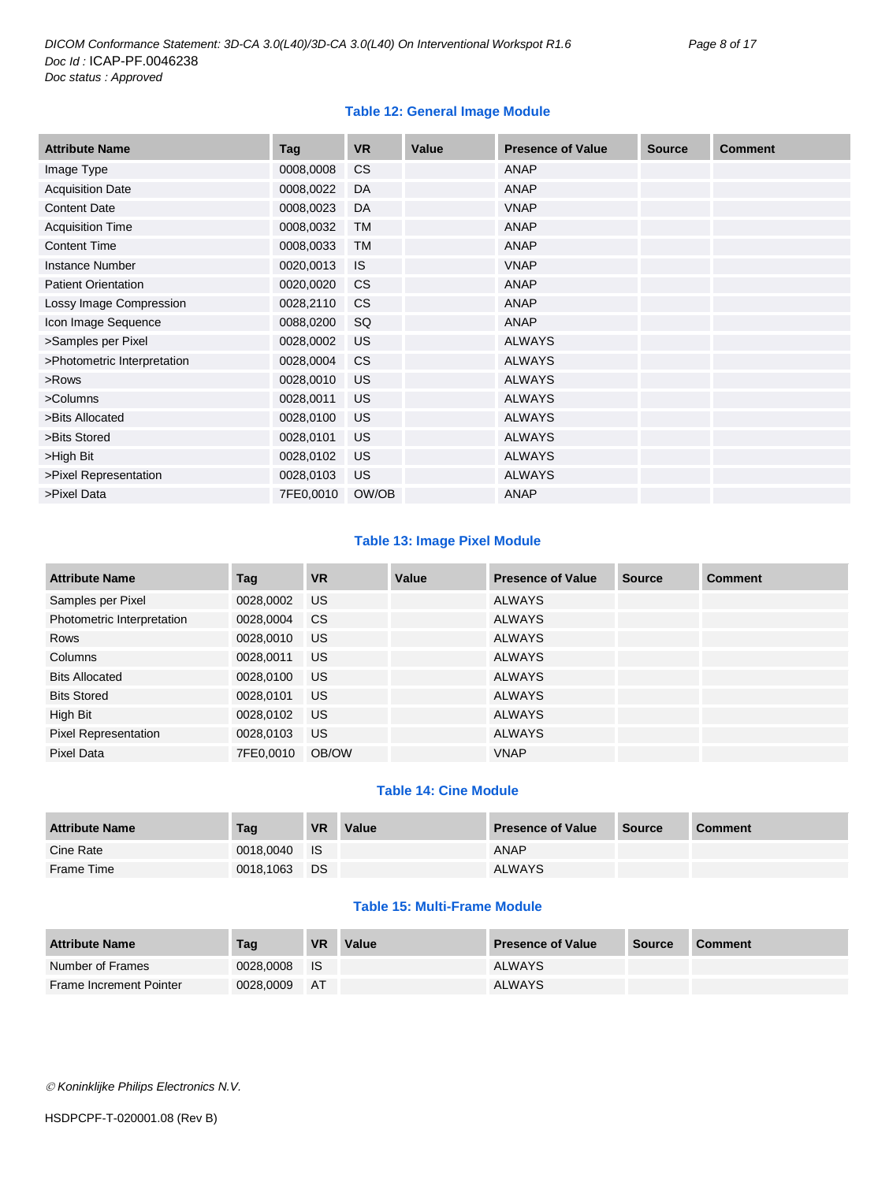**Table 12: General Image Module**

| Attribute Name | Tag | VR | Value | Presence of Value | Source | Comment |
|---|---|---|---|---|---|---|
| Image Type | 0008,0008 | CS | | ANAP | | |
| Acquisition Date | 0008,0022 | DA | | ANAP | | |
| Content Date | 0008,0023 | DA | | VNAP | | |
| Acquisition Time | 0008,0032 | TM | | ANAP | | |
| Content Time | 0008,0033 | TM | | ANAP | | |
| Instance Number | 0020,0013 | IS | | VNAP | | |
| Patient Orientation | 0020,0020 | CS | | ANAP | | |
| Lossy Image Compression | 0028,2110 | CS | | ANAP | | |
| Icon Image Sequence | 0088,0200 | SQ | | ANAP | | |
| >Samples per Pixel | 0028,0002 | US | | ALWAYS | | |
| >Photometric Interpretation | 0028,0004 | CS | | ALWAYS | | |
| >Rows | 0028,0010 | US | | ALWAYS | | |
| >Columns | 0028,0011 | US | | ALWAYS | | |
| >Bits Allocated | 0028,0100 | US | | ALWAYS | | |
| >Bits Stored | 0028,0101 | US | | ALWAYS | | |
| >High Bit | 0028,0102 | US | | ALWAYS | | |
| >Pixel Representation | 0028,0103 | US | | ALWAYS | | |
| >Pixel Data | 7FE0,0010 | OW/OB | | ANAP | | |

**Table 13: Image Pixel Module**

| Attribute Name | Tag | VR | Value | Presence of Value | Source | Comment |
|---|---|---|---|---|---|---|
| Samples per Pixel | 0028,0002 | US | | ALWAYS | | |
| Photometric Interpretation | 0028,0004 | CS | | ALWAYS | | |
| Rows | 0028,0010 | US | | ALWAYS | | |
| Columns | 0028,0011 | US | | ALWAYS | | |
| Bits Allocated | 0028,0100 | US | | ALWAYS | | |
| Bits Stored | 0028,0101 | US | | ALWAYS | | |
| High Bit | 0028,0102 | US | | ALWAYS | | |
| Pixel Representation | 0028,0103 | US | | ALWAYS | | |
| Pixel Data | 7FE0,0010 | OB/OW | | VNAP | | |

**Table 14: Cine Module**

| Attribute Name | Tag | VR | Value | Presence of Value | Source | Comment |
|---|---|---|---|---|---|---|
| Cine Rate | 0018,0040 | IS | | ANAP | | |
| Frame Time | 0018,1063 | DS | | ALWAYS | | |

**Table 15: Multi-Frame Module**

| Attribute Name | Tag | VR | Value | Presence of Value | Source | Comment |
|---|---|---|---|---|---|---|
| Number of Frames | 0028,0008 | IS | | ALWAYS | | |
| Frame Increment Pointer | 0028,0009 | AT | | ALWAYS | | |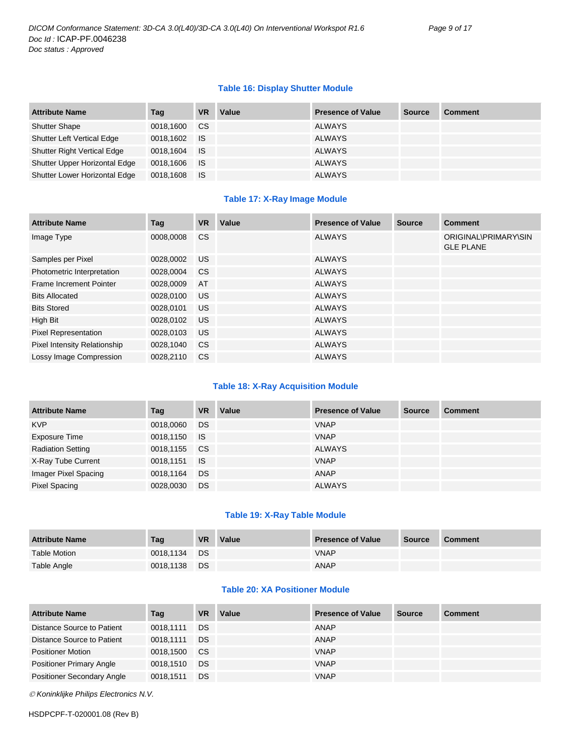**Table 16: Display Shutter Module**

| Attribute Name | Tag | VR | Value | Presence of Value | Source | Comment |
|---|---|---|---|---|---|---|
| Shutter Shape | 0018,1600 | CS | | ALWAYS | | |
| Shutter Left Vertical Edge | 0018,1602 | IS | | ALWAYS | | |
| Shutter Right Vertical Edge | 0018,1604 | IS | | ALWAYS | | |
| Shutter Upper Horizontal Edge | 0018,1606 | IS | | ALWAYS | | |
| Shutter Lower Horizontal Edge | 0018,1608 | IS | | ALWAYS | | |

**Table 17: X-Ray Image Module**

| Attribute Name | Tag | VR | Value | Presence of Value | Source | Comment |
|---|---|---|---|---|---|---|
| Image Type | 0008,0008 | CS | | ALWAYS | | ORIGINAL\PRIMARY\SINGLE PLANE |
| Samples per Pixel | 0028,0002 | US | | ALWAYS | | |
| Photometric Interpretation | 0028,0004 | CS | | ALWAYS | | |
| Frame Increment Pointer | 0028,0009 | AT | | ALWAYS | | |
| Bits Allocated | 0028,0100 | US | | ALWAYS | | |
| Bits Stored | 0028,0101 | US | | ALWAYS | | |
| High Bit | 0028,0102 | US | | ALWAYS | | |
| Pixel Representation | 0028,0103 | US | | ALWAYS | | |
| Pixel Intensity Relationship | 0028,1040 | CS | | ALWAYS | | |
| Lossy Image Compression | 0028,2110 | CS | | ALWAYS | | |

**Table 18: X-Ray Acquisition Module**

| Attribute Name | Tag | VR | Value | Presence of Value | Source | Comment |
|---|---|---|---|---|---|---|
| KVP | 0018,0060 | DS | | VNAP | | |
| Exposure Time | 0018,1150 | IS | | VNAP | | |
| Radiation Setting | 0018,1155 | CS | | ALWAYS | | |
| X-Ray Tube Current | 0018,1151 | IS | | VNAP | | |
| Imager Pixel Spacing | 0018,1164 | DS | | ANAP | | |
| Pixel Spacing | 0028,0030 | DS | | ALWAYS | | |

**Table 19: X-Ray Table Module**

| Attribute Name | Tag | VR | Value | Presence of Value | Source | Comment |
|---|---|---|---|---|---|---|
| Table Motion | 0018,1134 | DS | | VNAP | | |
| Table Angle | 0018,1138 | DS | | ANAP | | |

**Table 20: XA Positioner Module**

| Attribute Name | Tag | VR | Value | Presence of Value | Source | Comment |
|---|---|---|---|---|---|---|
| Distance Source to Patient | 0018,1111 | DS | | ANAP | | |
| Distance Source to Patient | 0018,1111 | DS | | ANAP | | |
| Positioner Motion | 0018,1500 | CS | | VNAP | | |
| Positioner Primary Angle | 0018,1510 | DS | | VNAP | | |
| Positioner Secondary Angle | 0018,1511 | DS | | VNAP | | |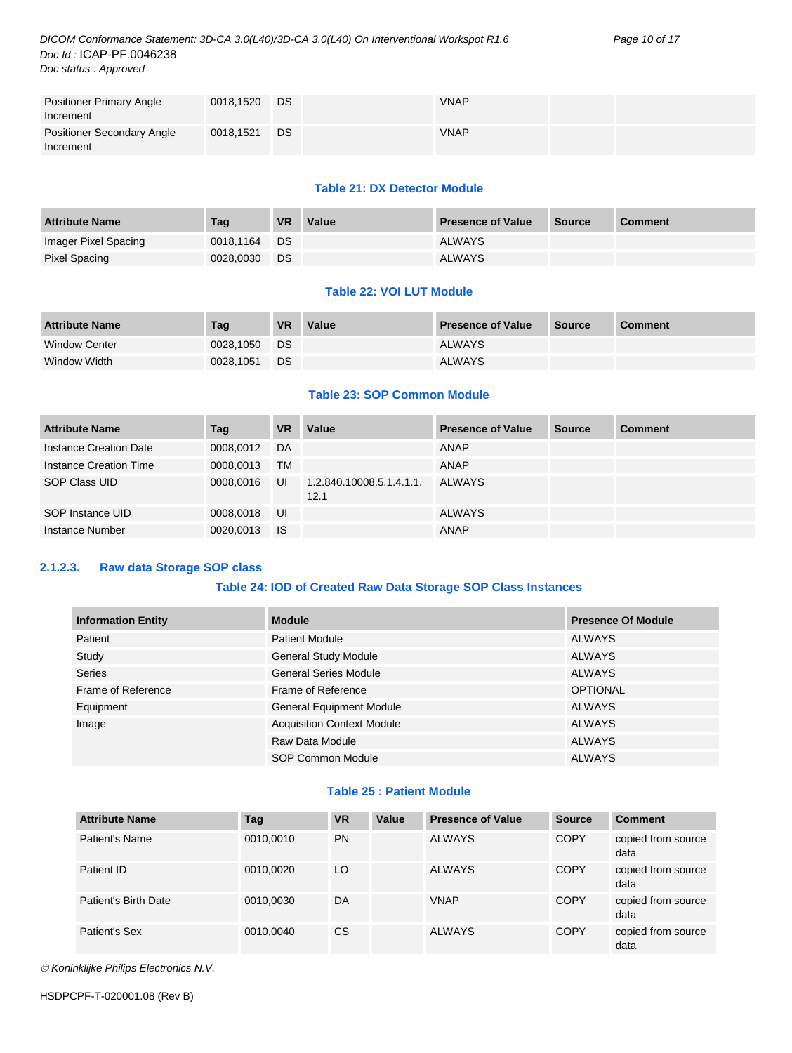| Positioner Primary Angle Increment | 0018,1520 | DS | | VNAP | | |
|---|---|---|---|---|---|---|
| Positioner Secondary Angle Increment | 0018,1521 | DS | | VNAP | | |

**Table 21: DX Detector Module**

| Attribute Name | Tag | VR | Value | Presence of Value | Source | Comment |
|---|---|---|---|---|---|---|
| Imager Pixel Spacing | 0018,1164 | DS | | ALWAYS | | |
| Pixel Spacing | 0028,0030 | DS | | ALWAYS | | |

**Table 22: VOI LUT Module**

| Attribute Name | Tag | VR | Value | Presence of Value | Source | Comment |
|---|---|---|---|---|---|---|
| Window Center | 0028,1050 | DS | | ALWAYS | | |
| Window Width | 0028,1051 | DS | | ALWAYS | | |

**Table 23: SOP Common Module**

| Attribute Name | Tag | VR | Value | Presence of Value | Source | Comment |
|---|---|---|---|---|---|---|
| Instance Creation Date | 0008,0012 | DA | | ANAP | | |
| Instance Creation Time | 0008,0013 | TM | | ANAP | | |
| SOP Class UID | 0008,0016 | UI | 1.2.840.10008.5.1.4.1.1.12.1 | ALWAYS | | |
| SOP Instance UID | 0008,0018 | UI | | ALWAYS | | |
| Instance Number | 0020,0013 | IS | | ANAP | | |

### 2.1.2.3. Raw data Storage SOP class

**Table 24: IOD of Created Raw Data Storage SOP Class Instances**

| Information Entity | Module | Presence Of Module |
|---|---|---|
| Patient | Patient Module | ALWAYS |
| Study | General Study Module | ALWAYS |
| Series | General Series Module | ALWAYS |
| Frame of Reference | Frame of Reference | OPTIONAL |
| Equipment | General Equipment Module | ALWAYS |
| Image | Acquisition Context Module | ALWAYS |
| | Raw Data Module | ALWAYS |
| | SOP Common Module | ALWAYS |

**Table 25 : Patient Module**

| Attribute Name | Tag | VR | Value | Presence of Value | Source | Comment |
|---|---|---|---|---|---|---|
| Patient's Name | 0010,0010 | PN | | ALWAYS | COPY | copied from source data |
| Patient ID | 0010,0020 | LO | | ALWAYS | COPY | copied from source data |
| Patient's Birth Date | 0010,0030 | DA | | VNAP | COPY | copied from source data |
| Patient's Sex | 0010,0040 | CS | | ALWAYS | COPY | copied from source data |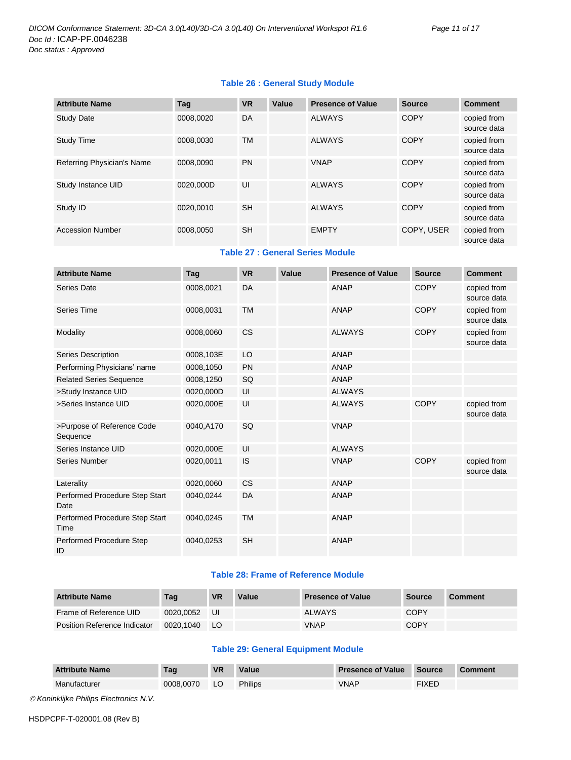**Table 26 : General Study Module**

| Attribute Name | Tag | VR | Value | Presence of Value | Source | Comment |
|---|---|---|---|---|---|---|
| Study Date | 0008,0020 | DA | | ALWAYS | COPY | copied from source data |
| Study Time | 0008,0030 | TM | | ALWAYS | COPY | copied from source data |
| Referring Physician's Name | 0008,0090 | PN | | VNAP | COPY | copied from source data |
| Study Instance UID | 0020,000D | UI | | ALWAYS | COPY | copied from source data |
| Study ID | 0020,0010 | SH | | ALWAYS | COPY | copied from source data |
| Accession Number | 0008,0050 | SH | | EMPTY | COPY, USER | copied from source data |

**Table 27 : General Series Module**

| Attribute Name | Tag | VR | Value | Presence of Value | Source | Comment |
|---|---|---|---|---|---|---|
| Series Date | 0008,0021 | DA | | ANAP | COPY | copied from source data |
| Series Time | 0008,0031 | TM | | ANAP | COPY | copied from source data |
| Modality | 0008,0060 | CS | | ALWAYS | COPY | copied from source data |
| Series Description | 0008,103E | LO | | ANAP | | |
| Performing Physicians' name | 0008,1050 | PN | | ANAP | | |
| Related Series Sequence | 0008,1250 | SQ | | ANAP | | |
| >Study Instance UID | 0020,000D | UI | | ALWAYS | | |
| >Series Instance UID | 0020,000E | UI | | ALWAYS | COPY | copied from source data |
| >Purpose of Reference Code Sequence | 0040,A170 | SQ | | VNAP | | |
| Series Instance UID | 0020,000E | UI | | ALWAYS | | |
| Series Number | 0020,0011 | IS | | VNAP | COPY | copied from source data |
| Laterality | 0020,0060 | CS | | ANAP | | |
| Performed Procedure Step Start Date | 0040,0244 | DA | | ANAP | | |
| Performed Procedure Step Start Time | 0040,0245 | TM | | ANAP | | |
| Performed Procedure Step ID | 0040,0253 | SH | | ANAP | | |

**Table 28: Frame of Reference Module**

| Attribute Name | Tag | VR | Value | Presence of Value | Source | Comment |
|---|---|---|---|---|---|---|
| Frame of Reference UID | 0020,0052 | UI | | ALWAYS | COPY | |
| Position Reference Indicator | 0020,1040 | LO | | VNAP | COPY | |

**Table 29: General Equipment Module**

| Attribute Name | Tag | VR | Value | Presence of Value | Source | Comment |
|---|---|---|---|---|---|---|
| Manufacturer | 0008,0070 | LO | Philips | VNAP | FIXED | |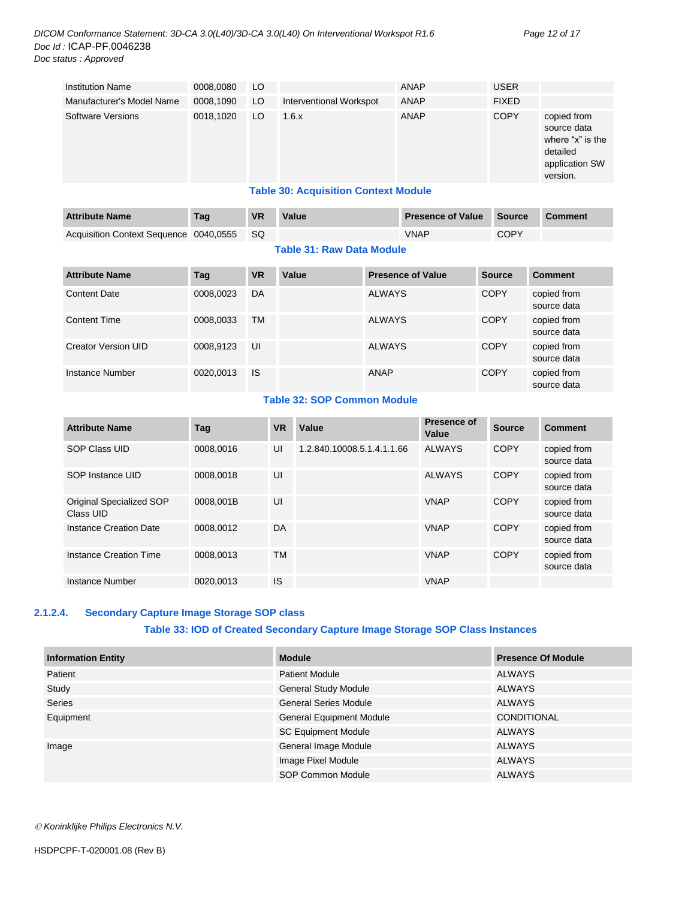| Institution Name | 0008,0080 | LO | | ANAP | USER | |
|---|---|---|---|---|---|---|
| Manufacturer's Model Name | 0008,1090 | LO | Interventional Workspot | ANAP | FIXED | |
| Software Versions | 0018,1020 | LO | 1.6.x | ANAP | COPY | copied from source data where “x” is the detailed application SW version. |

**Table 30: Acquisition Context Module**

| Attribute Name | Tag | VR | Value | Presence of Value | Source | Comment |
|---|---|---|---|---|---|---|
| Acquisition Context Sequence | 0040,0555 | SQ | | VNAP | COPY | |

**Table 31: Raw Data Module**

| Attribute Name | Tag | VR | Value | Presence of Value | Source | Comment |
|---|---|---|---|---|---|---|
| Content Date | 0008,0023 | DA | | ALWAYS | COPY | copied from source data |
| Content Time | 0008,0033 | TM | | ALWAYS | COPY | copied from source data |
| Creator Version UID | 0008,9123 | UI | | ALWAYS | COPY | copied from source data |
| Instance Number | 0020,0013 | IS | | ANAP | COPY | copied from source data |

**Table 32: SOP Common Module**

| Attribute Name | Tag | VR | Value | Presence of Value | Source | Comment |
|---|---|---|---|---|---|---|
| SOP Class UID | 0008,0016 | UI | 1.2.840.10008.5.1.4.1.1.66 | ALWAYS | COPY | copied from source data |
| SOP Instance UID | 0008,0018 | UI | | ALWAYS | COPY | copied from source data |
| Original Specialized SOP Class UID | 0008,001B | UI | | VNAP | COPY | copied from source data |
| Instance Creation Date | 0008,0012 | DA | | VNAP | COPY | copied from source data |
| Instance Creation Time | 0008,0013 | TM | | VNAP | COPY | copied from source data |
| Instance Number | 0020,0013 | IS | | VNAP | | |

#### 2.1.2.4. Secondary Capture Image Storage SOP class

**Table 33: IOD of Created Secondary Capture Image Storage SOP Class Instances**

| Information Entity | Module | Presence Of Module |
|---|---|---|
| Patient | Patient Module | ALWAYS |
| Study | General Study Module | ALWAYS |
| Series | General Series Module | ALWAYS |
| Equipment | General Equipment Module | CONDITIONAL |
| | SC Equipment Module | ALWAYS |
| Image | General Image Module | ALWAYS |
| | Image Pixel Module | ALWAYS |
| | SOP Common Module | ALWAYS |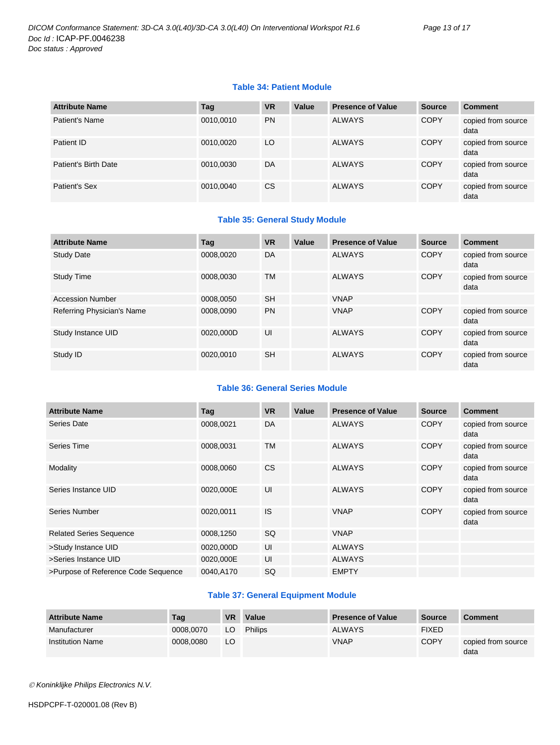**Table 34: Patient Module**

| Attribute Name | Tag | VR | Value | Presence of Value | Source | Comment |
|---|---|---|---|---|---|---|
| Patient's Name | 0010,0010 | PN | | ALWAYS | COPY | copied from source data |
| Patient ID | 0010,0020 | LO | | ALWAYS | COPY | copied from source data |
| Patient's Birth Date | 0010,0030 | DA | | ALWAYS | COPY | copied from source data |
| Patient's Sex | 0010,0040 | CS | | ALWAYS | COPY | copied from source data |

**Table 35: General Study Module**

| Attribute Name | Tag | VR | Value | Presence of Value | Source | Comment |
|---|---|---|---|---|---|---|
| Study Date | 0008,0020 | DA | | ALWAYS | COPY | copied from source data |
| Study Time | 0008,0030 | TM | | ALWAYS | COPY | copied from source data |
| Accession Number | 0008,0050 | SH | | VNAP | | |
| Referring Physician's Name | 0008,0090 | PN | | VNAP | COPY | copied from source data |
| Study Instance UID | 0020,000D | UI | | ALWAYS | COPY | copied from source data |
| Study ID | 0020,0010 | SH | | ALWAYS | COPY | copied from source data |

**Table 36: General Series Module**

| Attribute Name | Tag | VR | Value | Presence of Value | Source | Comment |
|---|---|---|---|---|---|---|
| Series Date | 0008,0021 | DA | | ALWAYS | COPY | copied from source data |
| Series Time | 0008,0031 | TM | | ALWAYS | COPY | copied from source data |
| Modality | 0008,0060 | CS | | ALWAYS | COPY | copied from source data |
| Series Instance UID | 0020,000E | UI | | ALWAYS | COPY | copied from source data |
| Series Number | 0020,0011 | IS | | VNAP | COPY | copied from source data |
| Related Series Sequence | 0008,1250 | SQ | | VNAP | | |
| >Study Instance UID | 0020,000D | UI | | ALWAYS | | |
| >Series Instance UID | 0020,000E | UI | | ALWAYS | | |
| >Purpose of Reference Code Sequence | 0040,A170 | SQ | | EMPTY | | |

**Table 37: General Equipment Module**

| Attribute Name | Tag | VR | Value | Presence of Value | Source | Comment |
|---|---|---|---|---|---|---|
| Manufacturer | 0008,0070 | LO | Philips | ALWAYS | FIXED | |
| Institution Name | 0008,0080 | LO | | VNAP | COPY | copied from source data |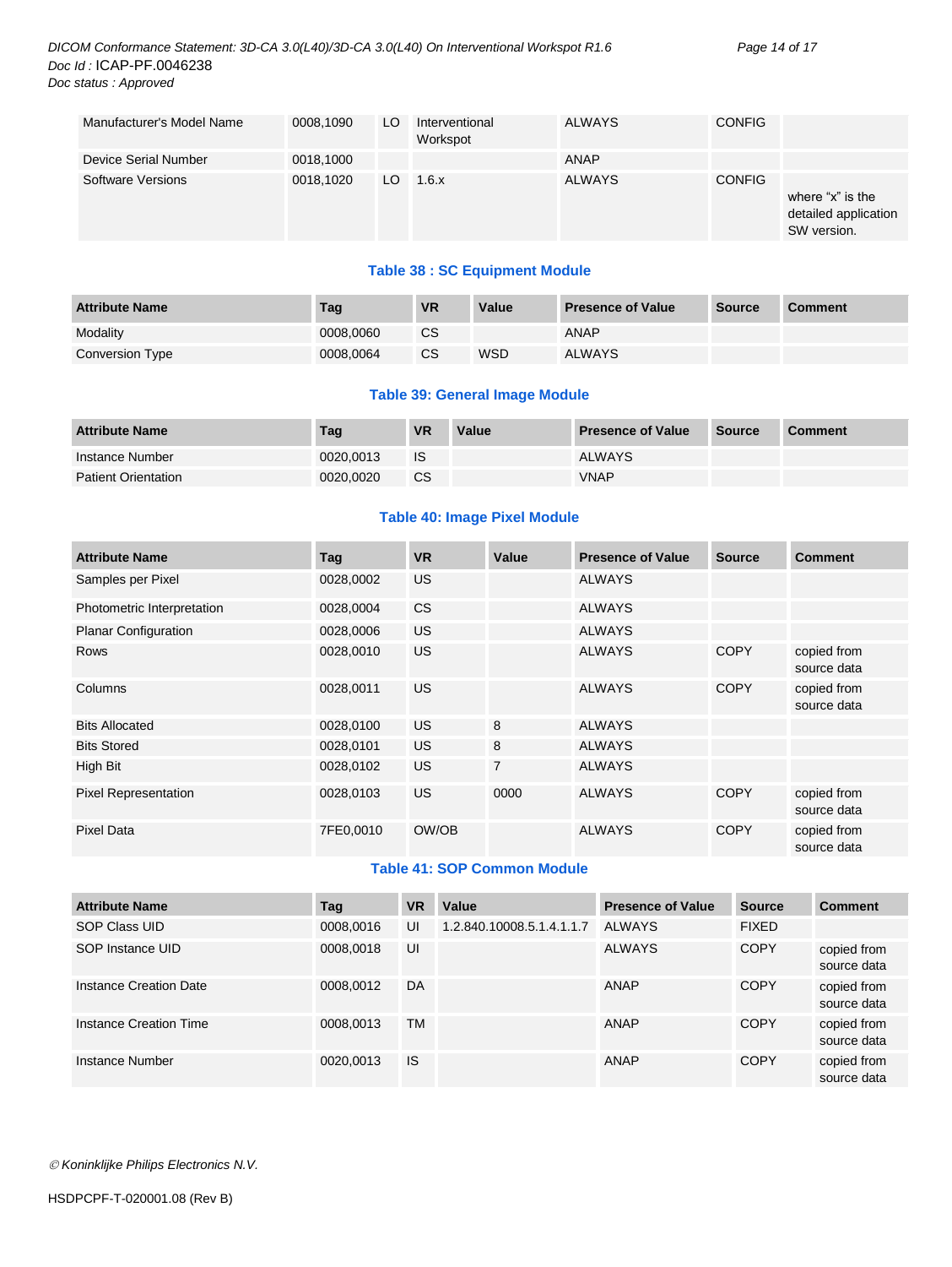| | | | | | | |
|---|---|---|---|---|---|---|
| Manufacturer's Model Name | 0008,1090 | LO | Interventional Workspot | ALWAYS | CONFIG | |
| Device Serial Number | 0018,1000 | | | ANAP | | |
| Software Versions | 0018,1020 | LO | 1.6.x | ALWAYS | CONFIG | where “x” is the detailed application SW version. |

**Table 38 : SC Equipment Module**

| Attribute Name | Tag | VR | Value | Presence of Value | Source | Comment |
|---|---|---|---|---|---|---|
| Modality | 0008,0060 | CS | | ANAP | | |
| Conversion Type | 0008,0064 | CS | WSD | ALWAYS | | |

**Table 39: General Image Module**

| Attribute Name | Tag | VR | Value | Presence of Value | Source | Comment |
|---|---|---|---|---|---|---|
| Instance Number | 0020,0013 | IS | | ALWAYS | | |
| Patient Orientation | 0020,0020 | CS | | VNAP | | |

**Table 40: Image Pixel Module**

| Attribute Name | Tag | VR | Value | Presence of Value | Source | Comment |
|---|---|---|---|---|---|---|
| Samples per Pixel | 0028,0002 | US | | ALWAYS | | |
| Photometric Interpretation | 0028,0004 | CS | | ALWAYS | | |
| Planar Configuration | 0028,0006 | US | | ALWAYS | | |
| Rows | 0028,0010 | US | | ALWAYS | COPY | copied from source data |
| Columns | 0028,0011 | US | | ALWAYS | COPY | copied from source data |
| Bits Allocated | 0028,0100 | US | 8 | ALWAYS | | |
| Bits Stored | 0028,0101 | US | 8 | ALWAYS | | |
| High Bit | 0028,0102 | US | 7 | ALWAYS | | |
| Pixel Representation | 0028,0103 | US | 0000 | ALWAYS | COPY | copied from source data |
| Pixel Data | 7FE0,0010 | OW/OB | | ALWAYS | COPY | copied from source data |

**Table 41: SOP Common Module**

| Attribute Name | Tag | VR | Value | Presence of Value | Source | Comment |
|---|---|---|---|---|---|---|
| SOP Class UID | 0008,0016 | UI | 1.2.840.10008.5.1.4.1.1.7 | ALWAYS | FIXED | |
| SOP Instance UID | 0008,0018 | UI | | ALWAYS | COPY | copied from source data |
| Instance Creation Date | 0008,0012 | DA | | ANAP | COPY | copied from source data |
| Instance Creation Time | 0008,0013 | TM | | ANAP | COPY | copied from source data |
| Instance Number | 0020,0013 | IS | | ANAP | COPY | copied from source data |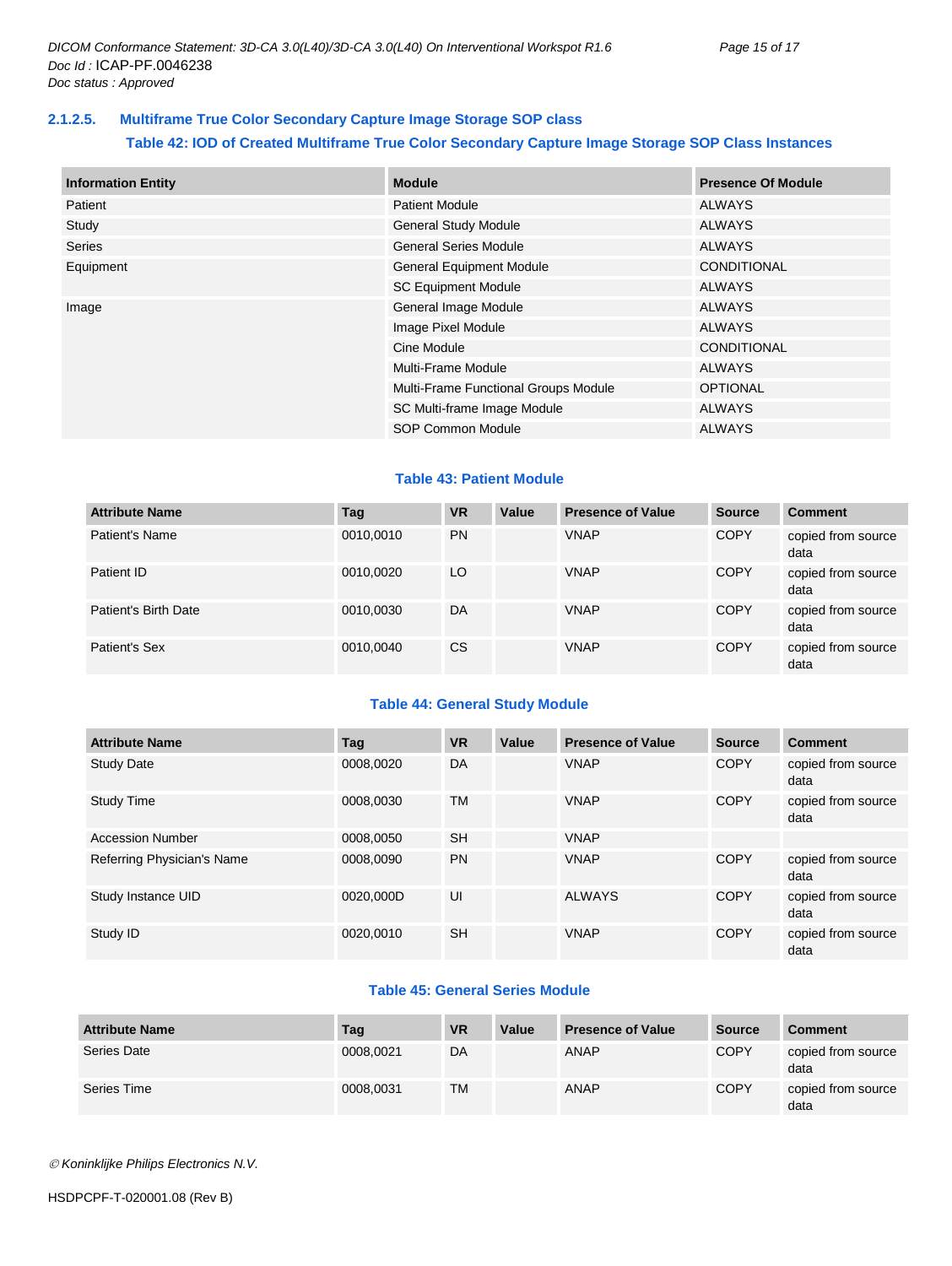### 2.1.2.5. Multiframe True Color Secondary Capture Image Storage SOP class

**Table 42: IOD of Created Multiframe True Color Secondary Capture Image Storage SOP Class Instances**

| Information Entity | Module | Presence Of Module |
|---|---|---|
| Patient | Patient Module | ALWAYS |
| Study | General Study Module | ALWAYS |
| Series | General Series Module | ALWAYS |
| Equipment | General Equipment Module | CONDITIONAL |
| | SC Equipment Module | ALWAYS |
| Image | General Image Module | ALWAYS |
| | Image Pixel Module | ALWAYS |
| | Cine Module | CONDITIONAL |
| | Multi-Frame Module | ALWAYS |
| | Multi-Frame Functional Groups Module | OPTIONAL |
| | SC Multi-frame Image Module | ALWAYS |
| | SOP Common Module | ALWAYS |

**Table 43: Patient Module**

| Attribute Name | Tag | VR | Value | Presence of Value | Source | Comment |
|---|---|---|---|---|---|---|
| Patient's Name | 0010,0010 | PN | | VNAP | COPY | copied from source data |
| Patient ID | 0010,0020 | LO | | VNAP | COPY | copied from source data |
| Patient's Birth Date | 0010,0030 | DA | | VNAP | COPY | copied from source data |
| Patient's Sex | 0010,0040 | CS | | VNAP | COPY | copied from source data |

**Table 44: General Study Module**

| Attribute Name | Tag | VR | Value | Presence of Value | Source | Comment |
|---|---|---|---|---|---|---|
| Study Date | 0008,0020 | DA | | VNAP | COPY | copied from source data |
| Study Time | 0008,0030 | TM | | VNAP | COPY | copied from source data |
| Accession Number | 0008,0050 | SH | | VNAP | | |
| Referring Physician's Name | 0008,0090 | PN | | VNAP | COPY | copied from source data |
| Study Instance UID | 0020,000D | UI | | ALWAYS | COPY | copied from source data |
| Study ID | 0020,0010 | SH | | VNAP | COPY | copied from source data |

**Table 45: General Series Module**

| Attribute Name | Tag | VR | Value | Presence of Value | Source | Comment |
|---|---|---|---|---|---|---|
| Series Date | 0008,0021 | DA | | ANAP | COPY | copied from source data |
| Series Time | 0008,0031 | TM | | ANAP | COPY | copied from source data |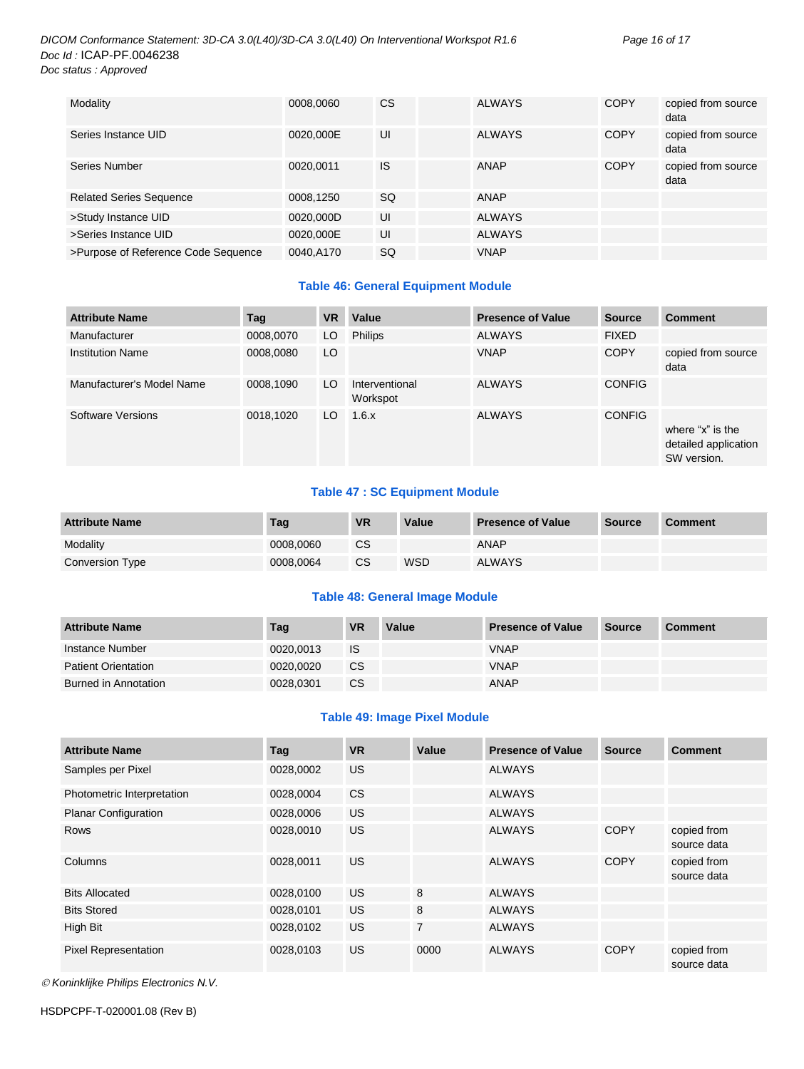| | | | | | | |
|---|---|---|---|---|---|---|
| Modality | 0008,0060 | CS | | ALWAYS | COPY | copied from source data |
| Series Instance UID | 0020,000E | UI | | ALWAYS | COPY | copied from source data |
| Series Number | 0020,0011 | IS | | ANAP | COPY | copied from source data |
| Related Series Sequence | 0008,1250 | SQ | | ANAP | | |
| >Study Instance UID | 0020,000D | UI | | ALWAYS | | |
| >Series Instance UID | 0020,000E | UI | | ALWAYS | | |
| >Purpose of Reference Code Sequence | 0040,A170 | SQ | | VNAP | | |

**Table 46: General Equipment Module**

| Attribute Name | Tag | VR | Value | Presence of Value | Source | Comment |
|---|---|---|---|---|---|---|
| Manufacturer | 0008,0070 | LO | Philips | ALWAYS | FIXED | |
| Institution Name | 0008,0080 | LO | | VNAP | COPY | copied from source data |
| Manufacturer's Model Name | 0008,1090 | LO | Interventional Workspot | ALWAYS | CONFIG | |
| Software Versions | 0018,1020 | LO | 1.6.x | ALWAYS | CONFIG | where “x” is the detailed application SW version. |

**Table 47 : SC Equipment Module**

| Attribute Name | Tag | VR | Value | Presence of Value | Source | Comment |
|---|---|---|---|---|---|---|
| Modality | 0008,0060 | CS | | ANAP | | |
| Conversion Type | 0008,0064 | CS | WSD | ALWAYS | | |

**Table 48: General Image Module**

| Attribute Name | Tag | VR | Value | Presence of Value | Source | Comment |
|---|---|---|---|---|---|---|
| Instance Number | 0020,0013 | IS | | VNAP | | |
| Patient Orientation | 0020,0020 | CS | | VNAP | | |
| Burned in Annotation | 0028,0301 | CS | | ANAP | | |

**Table 49: Image Pixel Module**

| Attribute Name | Tag | VR | Value | Presence of Value | Source | Comment |
|---|---|---|---|---|---|---|
| Samples per Pixel | 0028,0002 | US | | ALWAYS | | |
| Photometric Interpretation | 0028,0004 | CS | | ALWAYS | | |
| Planar Configuration | 0028,0006 | US | | ALWAYS | | |
| Rows | 0028,0010 | US | | ALWAYS | COPY | copied from source data |
| Columns | 0028,0011 | US | | ALWAYS | COPY | copied from source data |
| Bits Allocated | 0028,0100 | US | 8 | ALWAYS | | |
| Bits Stored | 0028,0101 | US | 8 | ALWAYS | | |
| High Bit | 0028,0102 | US | 7 | ALWAYS | | |
| Pixel Representation | 0028,0103 | US | 0000 | ALWAYS | COPY | copied from source data |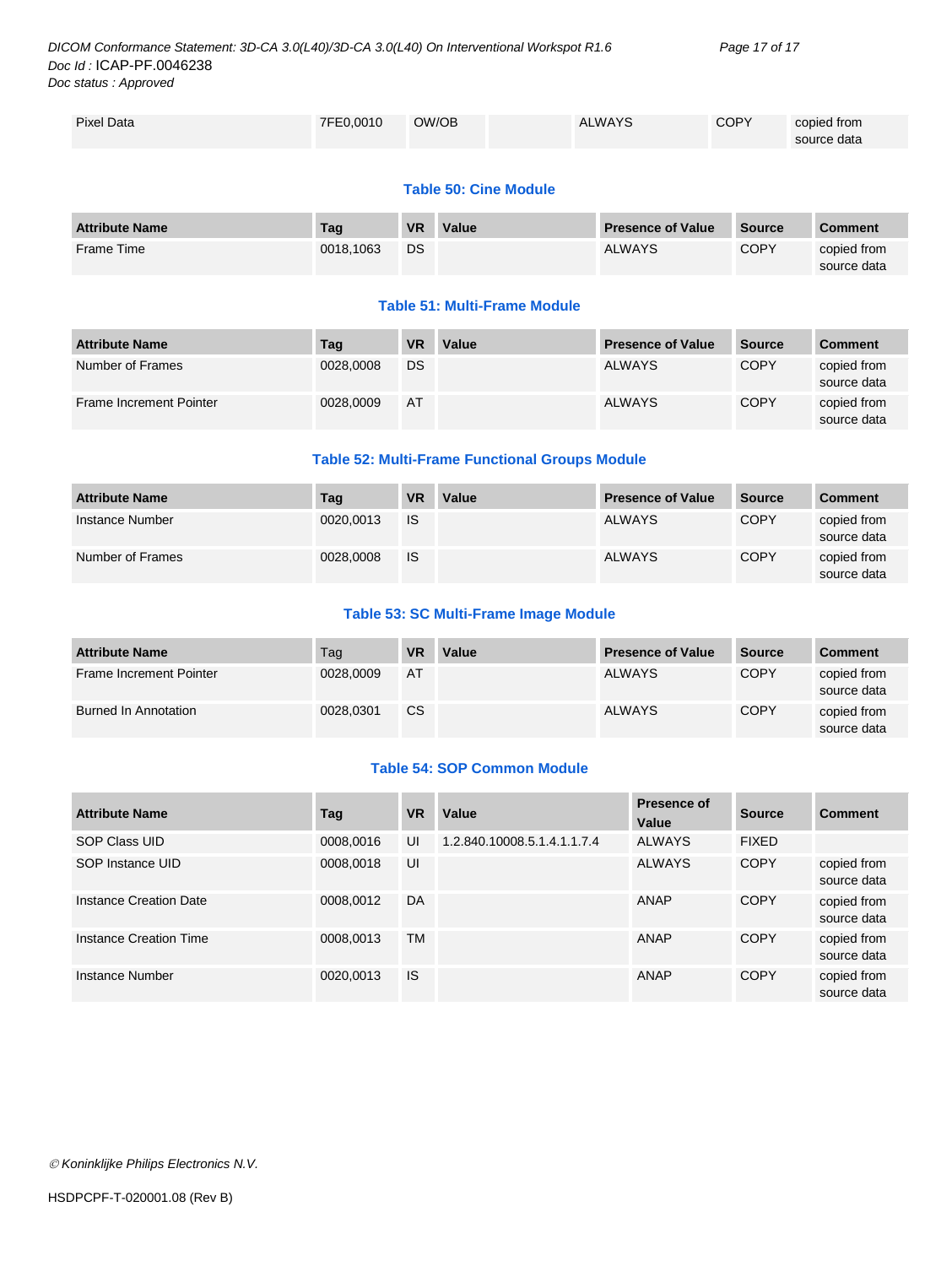| | | | | | | |
|---|---|---|---|---|---|---|
| Pixel Data | 7FE0,0010 | OW/OB | | ALWAYS | COPY | copied from source data |

**Table 50: Cine Module**

| Attribute Name | Tag | VR | Value | Presence of Value | Source | Comment |
|---|---|---|---|---|---|---|
| Frame Time | 0018,1063 | DS | | ALWAYS | COPY | copied from source data |

**Table 51: Multi-Frame Module**

| Attribute Name | Tag | VR | Value | Presence of Value | Source | Comment |
|---|---|---|---|---|---|---|
| Number of Frames | 0028,0008 | DS | | ALWAYS | COPY | copied from source data |
| Frame Increment Pointer | 0028,0009 | AT | | ALWAYS | COPY | copied from source data |

**Table 52: Multi-Frame Functional Groups Module**

| Attribute Name | Tag | VR | Value | Presence of Value | Source | Comment |
|---|---|---|---|---|---|---|
| Instance Number | 0020,0013 | IS | | ALWAYS | COPY | copied from source data |
| Number of Frames | 0028,0008 | IS | | ALWAYS | COPY | copied from source data |

**Table 53: SC Multi-Frame Image Module**

| Attribute Name | Tag | VR | Value | Presence of Value | Source | Comment |
|---|---|---|---|---|---|---|
| Frame Increment Pointer | 0028,0009 | AT | | ALWAYS | COPY | copied from source data |
| Burned In Annotation | 0028,0301 | CS | | ALWAYS | COPY | copied from source data |

**Table 54: SOP Common Module**

| Attribute Name | Tag | VR | Value | Presence of Value | Source | Comment |
|---|---|---|---|---|---|---|
| SOP Class UID | 0008,0016 | UI | 1.2.840.10008.5.1.4.1.1.7.4 | ALWAYS | FIXED | |
| SOP Instance UID | 0008,0018 | UI | | ALWAYS | COPY | copied from source data |
| Instance Creation Date | 0008,0012 | DA | | ANAP | COPY | copied from source data |
| Instance Creation Time | 0008,0013 | TM | | ANAP | COPY | copied from source data |
| Instance Number | 0020,0013 | IS | | ANAP | COPY | copied from source data |